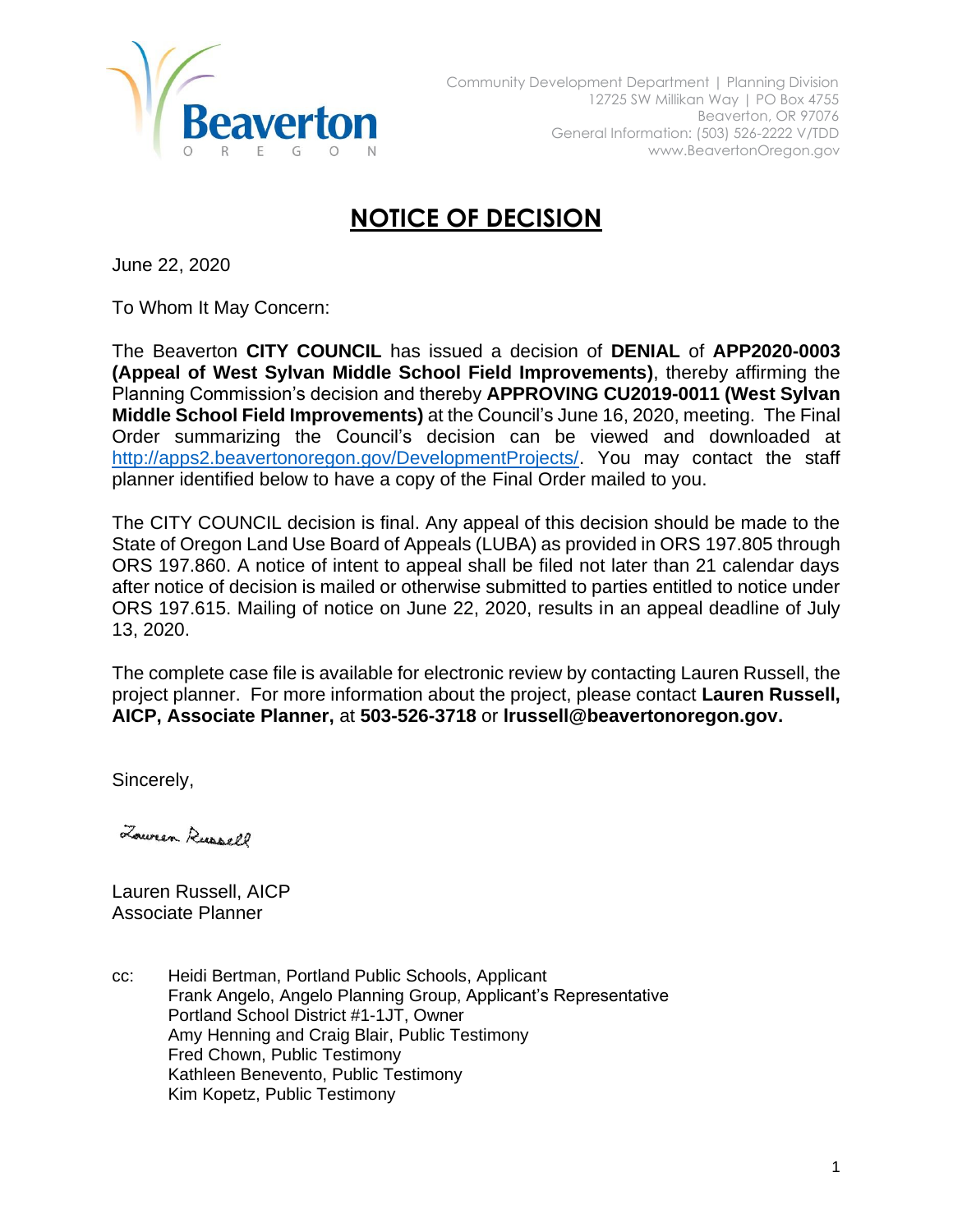Beaverton
OREGON

Community Development Department | Planning Division
12725 SW Millikan Way | PO Box 4755
Beaverton, OR 97076
General Information: (503) 526-2222 V/TDD
www.BeavertonOregon.gov

# NOTICE OF DECISION

June 22, 2020

To Whom It May Concern:

The Beaverton **CITY COUNCIL** has issued a decision of **DENIAL** of **APP2020-0003 (Appeal of West Sylvan Middle School Field Improvements)**, thereby affirming the Planning Commission's decision and thereby **APPROVING CU2019-0011 (West Sylvan Middle School Field Improvements)** at the Council's June 16, 2020, meeting. The Final Order summarizing the Council's decision can be viewed and downloaded at http://apps2.beavertonoregon.gov/DevelopmentProjects/. You may contact the staff planner identified below to have a copy of the Final Order mailed to you.

The CITY COUNCIL decision is final. Any appeal of this decision should be made to the State of Oregon Land Use Board of Appeals (LUBA) as provided in ORS 197.805 through ORS 197.860. A notice of intent to appeal shall be filed not later than 21 calendar days after notice of decision is mailed or otherwise submitted to parties entitled to notice under ORS 197.615. Mailing of notice on June 22, 2020, results in an appeal deadline of July 13, 2020.

The complete case file is available for electronic review by contacting Lauren Russell, the project planner. For more information about the project, please contact **Lauren Russell, AICP, Associate Planner,** at **503-526-3718** or **lrussell@beavertonoregon.gov.**

Sincerely,

Lauren Russell

Lauren Russell, AICP
Associate Planner

cc: Heidi Bertman, Portland Public Schools, Applicant
Frank Angelo, Angelo Planning Group, Applicant's Representative
Portland School District #1-1JT, Owner
Amy Henning and Craig Blair, Public Testimony
Fred Chown, Public Testimony
Kathleen Benevento, Public Testimony
Kim Kopetz, Public Testimony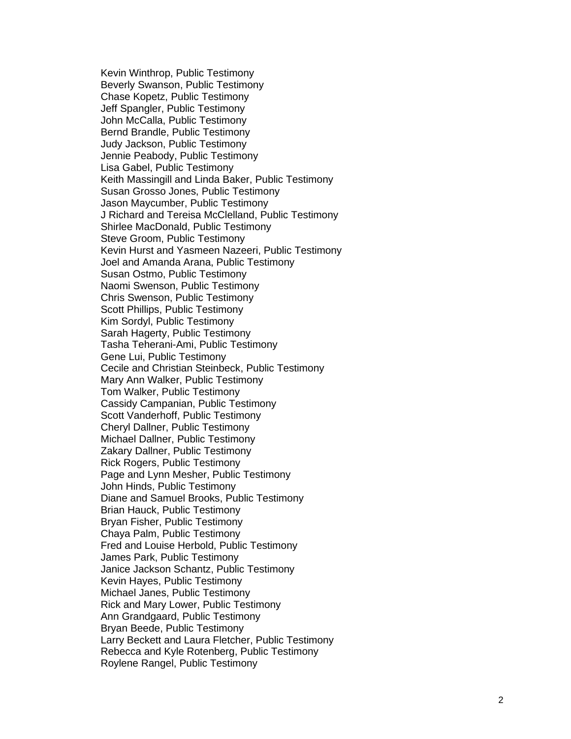Kevin Winthrop, Public Testimony
Beverly Swanson, Public Testimony
Chase Kopetz, Public Testimony
Jeff Spangler, Public Testimony
John McCalla, Public Testimony
Bernd Brandle, Public Testimony
Judy Jackson, Public Testimony
Jennie Peabody, Public Testimony
Lisa Gabel, Public Testimony
Keith Massingill and Linda Baker, Public Testimony
Susan Grosso Jones, Public Testimony
Jason Maycumber, Public Testimony
J Richard and Tereisa McClelland, Public Testimony
Shirlee MacDonald, Public Testimony
Steve Groom, Public Testimony
Kevin Hurst and Yasmeen Nazeeri, Public Testimony
Joel and Amanda Arana, Public Testimony
Susan Ostmo, Public Testimony
Naomi Swenson, Public Testimony
Chris Swenson, Public Testimony
Scott Phillips, Public Testimony
Kim Sordyl, Public Testimony
Sarah Hagerty, Public Testimony
Tasha Teherani-Ami, Public Testimony
Gene Lui, Public Testimony
Cecile and Christian Steinbeck, Public Testimony
Mary Ann Walker, Public Testimony
Tom Walker, Public Testimony
Cassidy Campanian, Public Testimony
Scott Vanderhoff, Public Testimony
Cheryl Dallner, Public Testimony
Michael Dallner, Public Testimony
Zakary Dallner, Public Testimony
Rick Rogers, Public Testimony
Page and Lynn Mesher, Public Testimony
John Hinds, Public Testimony
Diane and Samuel Brooks, Public Testimony
Brian Hauck, Public Testimony
Bryan Fisher, Public Testimony
Chaya Palm, Public Testimony
Fred and Louise Herbold, Public Testimony
James Park, Public Testimony
Janice Jackson Schantz, Public Testimony
Kevin Hayes, Public Testimony
Michael Janes, Public Testimony
Rick and Mary Lower, Public Testimony
Ann Grandgaard, Public Testimony
Bryan Beede, Public Testimony
Larry Beckett and Laura Fletcher, Public Testimony
Rebecca and Kyle Rotenberg, Public Testimony
Roylene Rangel, Public Testimony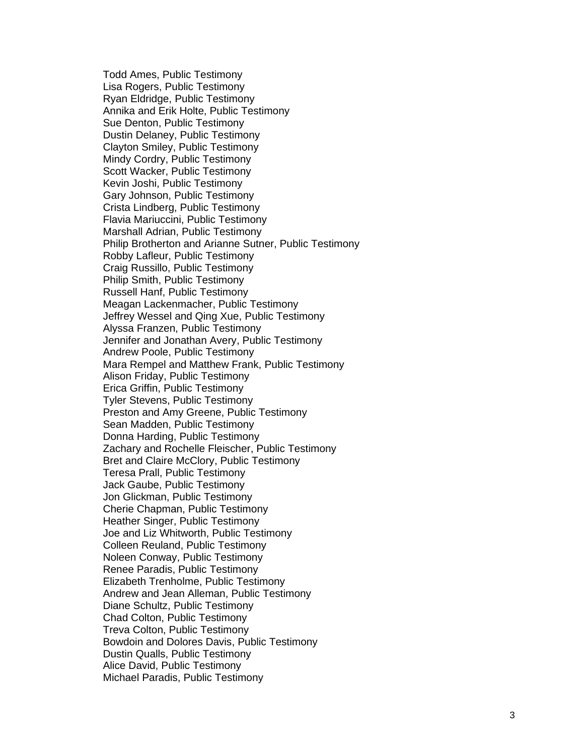Todd Ames, Public Testimony
Lisa Rogers, Public Testimony
Ryan Eldridge, Public Testimony
Annika and Erik Holte, Public Testimony
Sue Denton, Public Testimony
Dustin Delaney, Public Testimony
Clayton Smiley, Public Testimony
Mindy Cordry, Public Testimony
Scott Wacker, Public Testimony
Kevin Joshi, Public Testimony
Gary Johnson, Public Testimony
Crista Lindberg, Public Testimony
Flavia Mariuccini, Public Testimony
Marshall Adrian, Public Testimony
Philip Brotherton and Arianne Sutner, Public Testimony
Robby Lafleur, Public Testimony
Craig Russillo, Public Testimony
Philip Smith, Public Testimony
Russell Hanf, Public Testimony
Meagan Lackenmacher, Public Testimony
Jeffrey Wessel and Qing Xue, Public Testimony
Alyssa Franzen, Public Testimony
Jennifer and Jonathan Avery, Public Testimony
Andrew Poole, Public Testimony
Mara Rempel and Matthew Frank, Public Testimony
Alison Friday, Public Testimony
Erica Griffin, Public Testimony
Tyler Stevens, Public Testimony
Preston and Amy Greene, Public Testimony
Sean Madden, Public Testimony
Donna Harding, Public Testimony
Zachary and Rochelle Fleischer, Public Testimony
Bret and Claire McClory, Public Testimony
Teresa Prall, Public Testimony
Jack Gaube, Public Testimony
Jon Glickman, Public Testimony
Cherie Chapman, Public Testimony
Heather Singer, Public Testimony
Joe and Liz Whitworth, Public Testimony
Colleen Reuland, Public Testimony
Noleen Conway, Public Testimony
Renee Paradis, Public Testimony
Elizabeth Trenholme, Public Testimony
Andrew and Jean Alleman, Public Testimony
Diane Schultz, Public Testimony
Chad Colton, Public Testimony
Treva Colton, Public Testimony
Bowdoin and Dolores Davis, Public Testimony
Dustin Qualls, Public Testimony
Alice David, Public Testimony
Michael Paradis, Public Testimony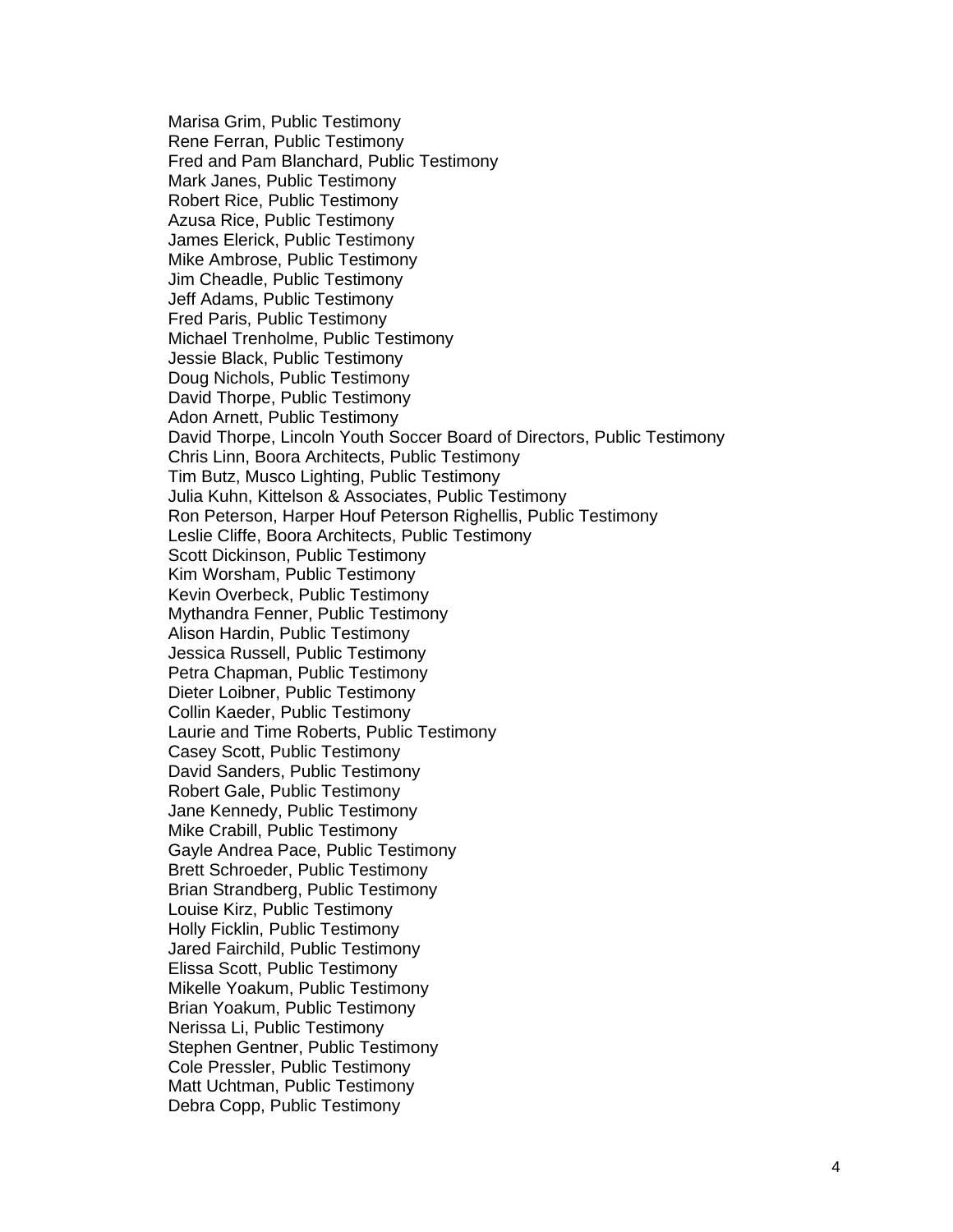Marisa Grim, Public Testimony
Rene Ferran, Public Testimony
Fred and Pam Blanchard, Public Testimony
Mark Janes, Public Testimony
Robert Rice, Public Testimony
Azusa Rice, Public Testimony
James Elerick, Public Testimony
Mike Ambrose, Public Testimony
Jim Cheadle, Public Testimony
Jeff Adams, Public Testimony
Fred Paris, Public Testimony
Michael Trenholme, Public Testimony
Jessie Black, Public Testimony
Doug Nichols, Public Testimony
David Thorpe, Public Testimony
Adon Arnett, Public Testimony
David Thorpe, Lincoln Youth Soccer Board of Directors, Public Testimony
Chris Linn, Boora Architects, Public Testimony
Tim Butz, Musco Lighting, Public Testimony
Julia Kuhn, Kittelson & Associates, Public Testimony
Ron Peterson, Harper Houf Peterson Righellis, Public Testimony
Leslie Cliffe, Boora Architects, Public Testimony
Scott Dickinson, Public Testimony
Kim Worsham, Public Testimony
Kevin Overbeck, Public Testimony
Mythandra Fenner, Public Testimony
Alison Hardin, Public Testimony
Jessica Russell, Public Testimony
Petra Chapman, Public Testimony
Dieter Loibner, Public Testimony
Collin Kaeder, Public Testimony
Laurie and Time Roberts, Public Testimony
Casey Scott, Public Testimony
David Sanders, Public Testimony
Robert Gale, Public Testimony
Jane Kennedy, Public Testimony
Mike Crabill, Public Testimony
Gayle Andrea Pace, Public Testimony
Brett Schroeder, Public Testimony
Brian Strandberg, Public Testimony
Louise Kirz, Public Testimony
Holly Ficklin, Public Testimony
Jared Fairchild, Public Testimony
Elissa Scott, Public Testimony
Mikelle Yoakum, Public Testimony
Brian Yoakum, Public Testimony
Nerissa Li, Public Testimony
Stephen Gentner, Public Testimony
Cole Pressler, Public Testimony
Matt Uchtman, Public Testimony
Debra Copp, Public Testimony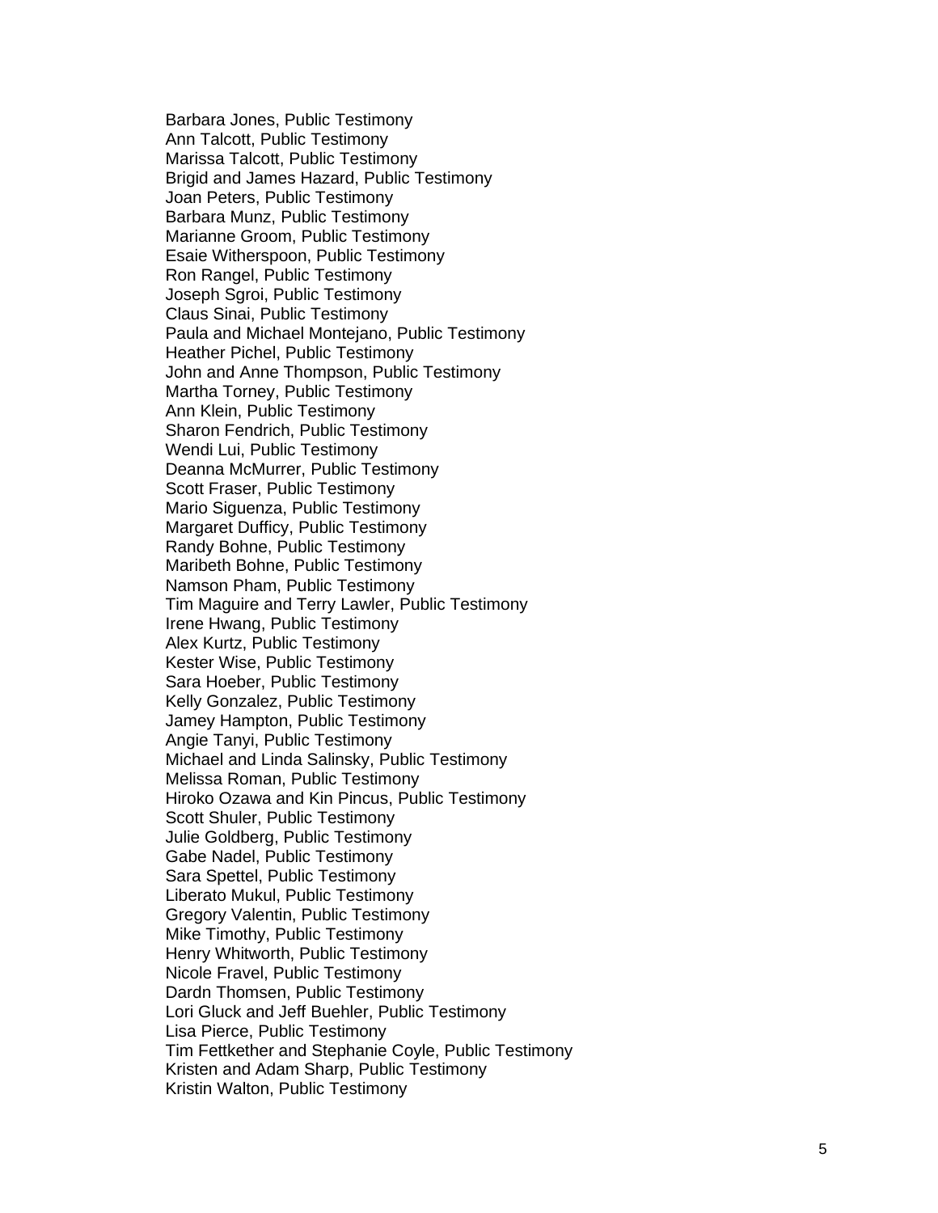Barbara Jones, Public Testimony
Ann Talcott, Public Testimony
Marissa Talcott, Public Testimony
Brigid and James Hazard, Public Testimony
Joan Peters, Public Testimony
Barbara Munz, Public Testimony
Marianne Groom, Public Testimony
Esaie Witherspoon, Public Testimony
Ron Rangel, Public Testimony
Joseph Sgroi, Public Testimony
Claus Sinai, Public Testimony
Paula and Michael Montejano, Public Testimony
Heather Pichel, Public Testimony
John and Anne Thompson, Public Testimony
Martha Torney, Public Testimony
Ann Klein, Public Testimony
Sharon Fendrich, Public Testimony
Wendi Lui, Public Testimony
Deanna McMurrer, Public Testimony
Scott Fraser, Public Testimony
Mario Siguenza, Public Testimony
Margaret Dufficy, Public Testimony
Randy Bohne, Public Testimony
Maribeth Bohne, Public Testimony
Namson Pham, Public Testimony
Tim Maguire and Terry Lawler, Public Testimony
Irene Hwang, Public Testimony
Alex Kurtz, Public Testimony
Kester Wise, Public Testimony
Sara Hoeber, Public Testimony
Kelly Gonzalez, Public Testimony
Jamey Hampton, Public Testimony
Angie Tanyi, Public Testimony
Michael and Linda Salinsky, Public Testimony
Melissa Roman, Public Testimony
Hiroko Ozawa and Kin Pincus, Public Testimony
Scott Shuler, Public Testimony
Julie Goldberg, Public Testimony
Gabe Nadel, Public Testimony
Sara Spettel, Public Testimony
Liberato Mukul, Public Testimony
Gregory Valentin, Public Testimony
Mike Timothy, Public Testimony
Henry Whitworth, Public Testimony
Nicole Fravel, Public Testimony
Dardn Thomsen, Public Testimony
Lori Gluck and Jeff Buehler, Public Testimony
Lisa Pierce, Public Testimony
Tim Fettkether and Stephanie Coyle, Public Testimony
Kristen and Adam Sharp, Public Testimony
Kristin Walton, Public Testimony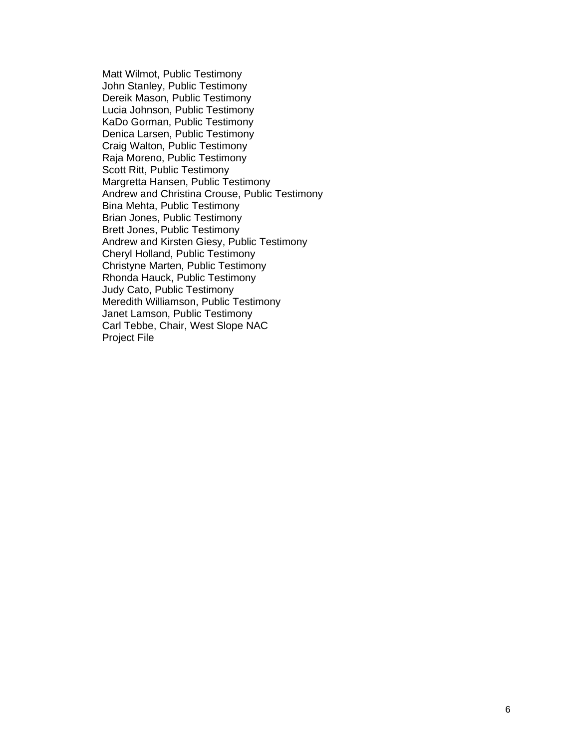Matt Wilmot, Public Testimony
John Stanley, Public Testimony
Dereik Mason, Public Testimony
Lucia Johnson, Public Testimony
KaDo Gorman, Public Testimony
Denica Larsen, Public Testimony
Craig Walton, Public Testimony
Raja Moreno, Public Testimony
Scott Ritt, Public Testimony
Margretta Hansen, Public Testimony
Andrew and Christina Crouse, Public Testimony
Bina Mehta, Public Testimony
Brian Jones, Public Testimony
Brett Jones, Public Testimony
Andrew and Kirsten Giesy, Public Testimony
Cheryl Holland, Public Testimony
Christyne Marten, Public Testimony
Rhonda Hauck, Public Testimony
Judy Cato, Public Testimony
Meredith Williamson, Public Testimony
Janet Lamson, Public Testimony
Carl Tebbe, Chair, West Slope NAC
Project File